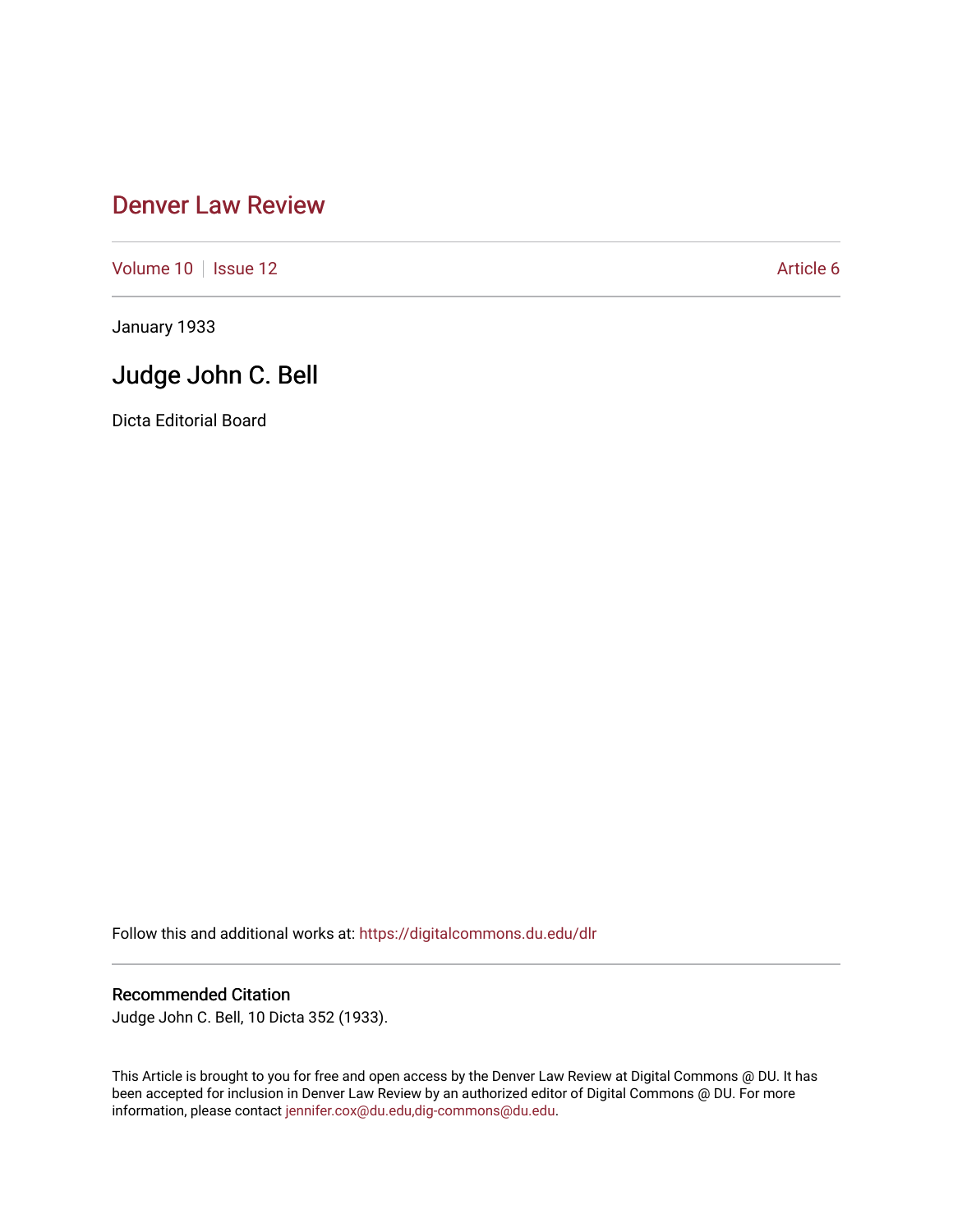# Denver Law Review

Volume 10 | Issue 12 | Article 6

January 1933

## Judge John C. Bell

Dicta Editorial Board

Follow this and additional works at: https://digitalcommons.du.edu/dlr

### Recommended Citation

Judge John C. Bell, 10 Dicta 352 (1933).

This Article is brought to you for free and open access by the Denver Law Review at Digital Commons @ DU. It has been accepted for inclusion in Denver Law Review by an authorized editor of Digital Commons @ DU. For more information, please contact jennifer.cox@du.edu,dig-commons@du.edu.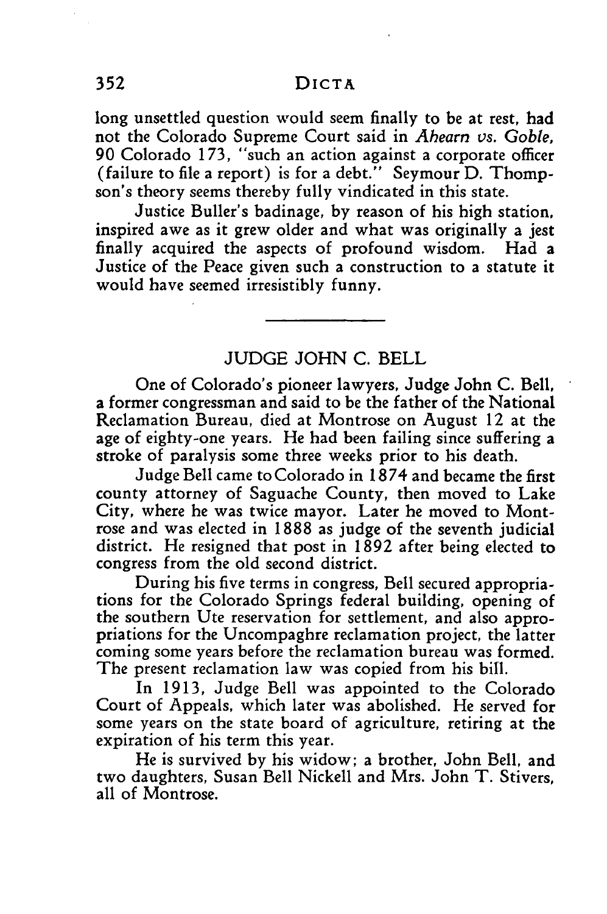long unsettled question would seem finally to be at rest, had not the Colorado Supreme Court said in *Ahearn vs. Goble*, 90 Colorado 173, "such an action against a corporate officer (failure to file a report) is for a debt." Seymour D. Thompson's theory seems thereby fully vindicated in this state.

Justice Buller's badinage, by reason of his high station, inspired awe as it grew older and what was originally a jest finally acquired the aspects of profound wisdom. Had a Justice of the Peace given such a construction to a statute it would have seemed irresistibly funny.

---

## JUDGE JOHN C. BELL

One of Colorado's pioneer lawyers, Judge John C. Bell, a former congressman and said to be the father of the National Reclamation Bureau, died at Montrose on August 12 at the age of eighty-one years. He had been failing since suffering a stroke of paralysis some three weeks prior to his death.

Judge Bell came to Colorado in 1874 and became the first county attorney of Saguache County, then moved to Lake City, where he was twice mayor. Later he moved to Montrose and was elected in 1888 as judge of the seventh judicial district. He resigned that post in 1892 after being elected to congress from the old second district.

During his five terms in congress, Bell secured appropriations for the Colorado Springs federal building, opening of the southern Ute reservation for settlement, and also appropriations for the Uncompaghre reclamation project, the latter coming some years before the reclamation bureau was formed. The present reclamation law was copied from his bill.

In 1913, Judge Bell was appointed to the Colorado Court of Appeals, which later was abolished. He served for some years on the state board of agriculture, retiring at the expiration of his term this year.

He is survived by his widow; a brother, John Bell, and two daughters, Susan Bell Nickell and Mrs. John T. Stivers, all of Montrose.